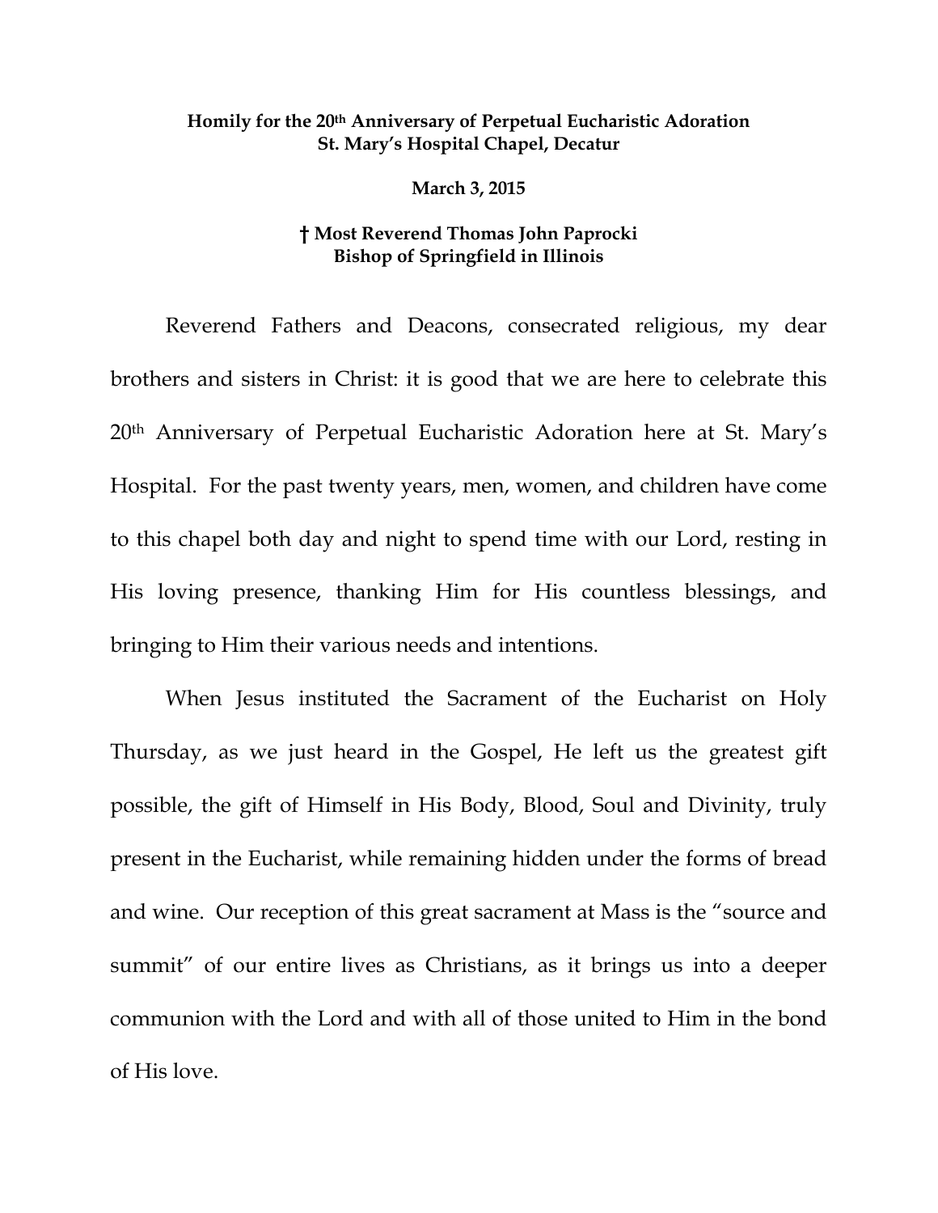**Homily for the 20th Anniversary of Perpetual Eucharistic Adoration**
**St. Mary's Hospital Chapel, Decatur**

**March 3, 2015**

**† Most Reverend Thomas John Paprocki**
**Bishop of Springfield in Illinois**

Reverend Fathers and Deacons, consecrated religious, my dear brothers and sisters in Christ: it is good that we are here to celebrate this 20th Anniversary of Perpetual Eucharistic Adoration here at St. Mary's Hospital. For the past twenty years, men, women, and children have come to this chapel both day and night to spend time with our Lord, resting in His loving presence, thanking Him for His countless blessings, and bringing to Him their various needs and intentions.

When Jesus instituted the Sacrament of the Eucharist on Holy Thursday, as we just heard in the Gospel, He left us the greatest gift possible, the gift of Himself in His Body, Blood, Soul and Divinity, truly present in the Eucharist, while remaining hidden under the forms of bread and wine. Our reception of this great sacrament at Mass is the "source and summit" of our entire lives as Christians, as it brings us into a deeper communion with the Lord and with all of those united to Him in the bond of His love.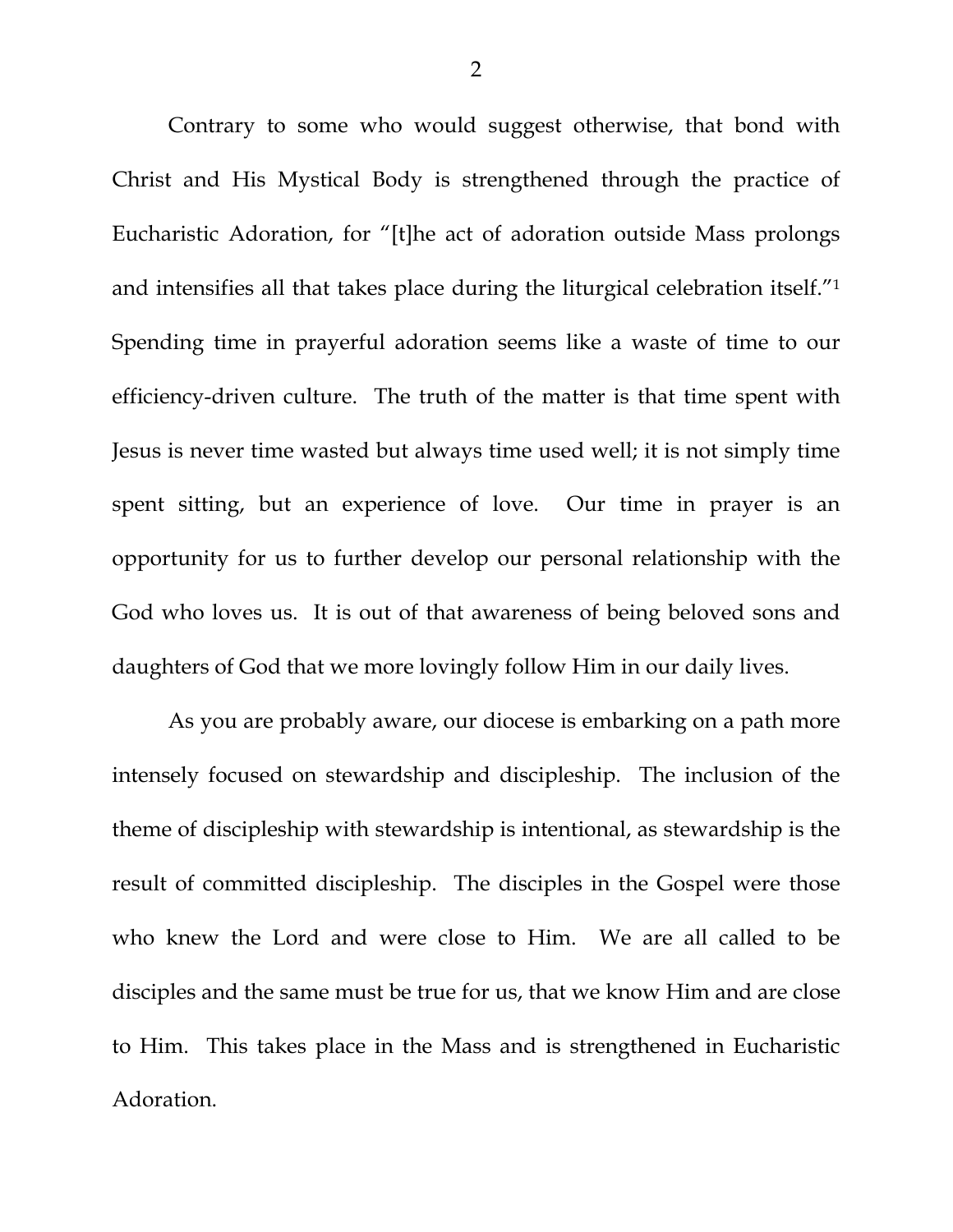Contrary to some who would suggest otherwise, that bond with Christ and His Mystical Body is strengthened through the practice of Eucharistic Adoration, for "[t]he act of adoration outside Mass prolongs and intensifies all that takes place during the liturgical celebration itself."[1] Spending time in prayerful adoration seems like a waste of time to our efficiency-driven culture. The truth of the matter is that time spent with Jesus is never time wasted but always time used well; it is not simply time spent sitting, but an experience of love. Our time in prayer is an opportunity for us to further develop our personal relationship with the God who loves us. It is out of that awareness of being beloved sons and daughters of God that we more lovingly follow Him in our daily lives.

As you are probably aware, our diocese is embarking on a path more intensely focused on stewardship and discipleship. The inclusion of the theme of discipleship with stewardship is intentional, as stewardship is the result of committed discipleship. The disciples in the Gospel were those who knew the Lord and were close to Him. We are all called to be disciples and the same must be true for us, that we know Him and are close to Him. This takes place in the Mass and is strengthened in Eucharistic Adoration.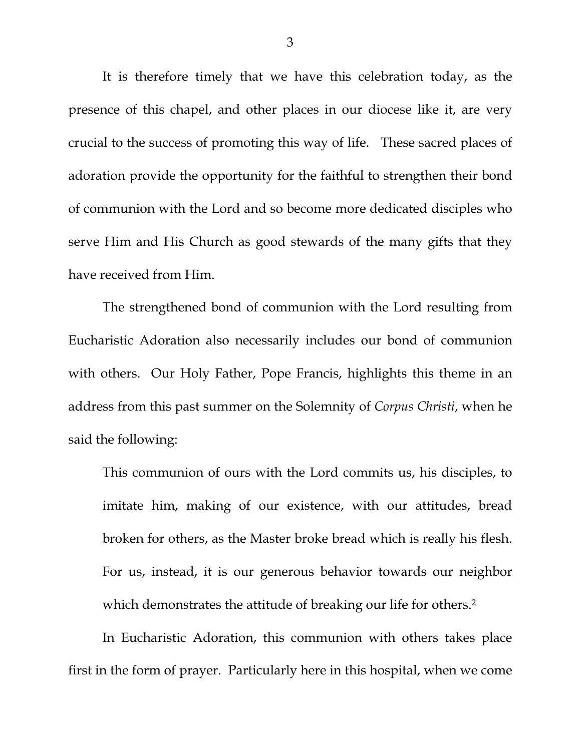It is therefore timely that we have this celebration today, as the presence of this chapel, and other places in our diocese like it, are very crucial to the success of promoting this way of life. These sacred places of adoration provide the opportunity for the faithful to strengthen their bond of communion with the Lord and so become more dedicated disciples who serve Him and His Church as good stewards of the many gifts that they have received from Him.

The strengthened bond of communion with the Lord resulting from Eucharistic Adoration also necessarily includes our bond of communion with others. Our Holy Father, Pope Francis, highlights this theme in an address from this past summer on the Solemnity of *Corpus Christi*, when he said the following:

> This communion of ours with the Lord commits us, his disciples, to imitate him, making of our existence, with our attitudes, bread broken for others, as the Master broke bread which is really his flesh. For us, instead, it is our generous behavior towards our neighbor which demonstrates the attitude of breaking our life for others.[2]

In Eucharistic Adoration, this communion with others takes place first in the form of prayer. Particularly here in this hospital, when we come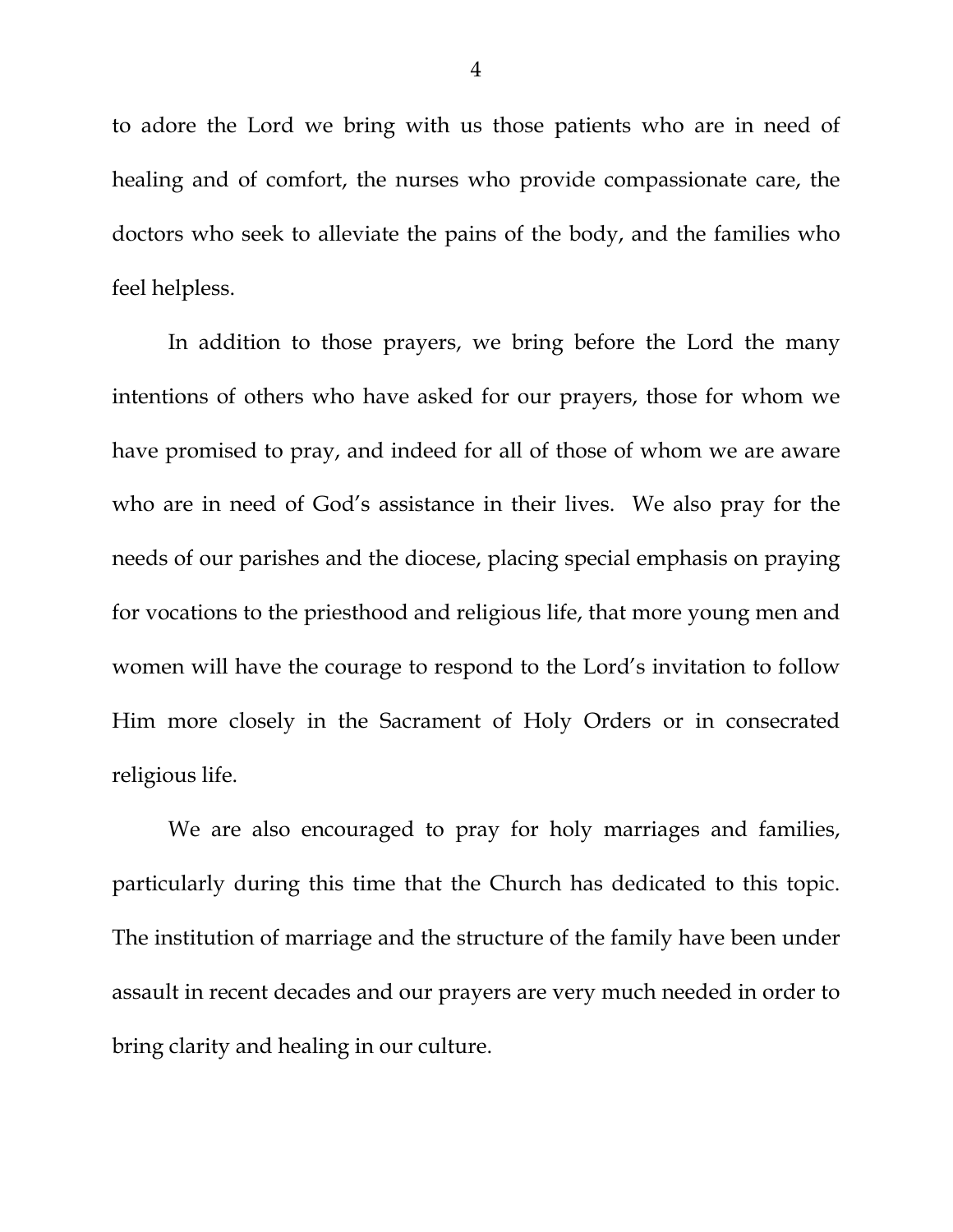to adore the Lord we bring with us those patients who are in need of healing and of comfort, the nurses who provide compassionate care, the doctors who seek to alleviate the pains of the body, and the families who feel helpless.

In addition to those prayers, we bring before the Lord the many intentions of others who have asked for our prayers, those for whom we have promised to pray, and indeed for all of those of whom we are aware who are in need of God's assistance in their lives. We also pray for the needs of our parishes and the diocese, placing special emphasis on praying for vocations to the priesthood and religious life, that more young men and women will have the courage to respond to the Lord's invitation to follow Him more closely in the Sacrament of Holy Orders or in consecrated religious life.

We are also encouraged to pray for holy marriages and families, particularly during this time that the Church has dedicated to this topic. The institution of marriage and the structure of the family have been under assault in recent decades and our prayers are very much needed in order to bring clarity and healing in our culture.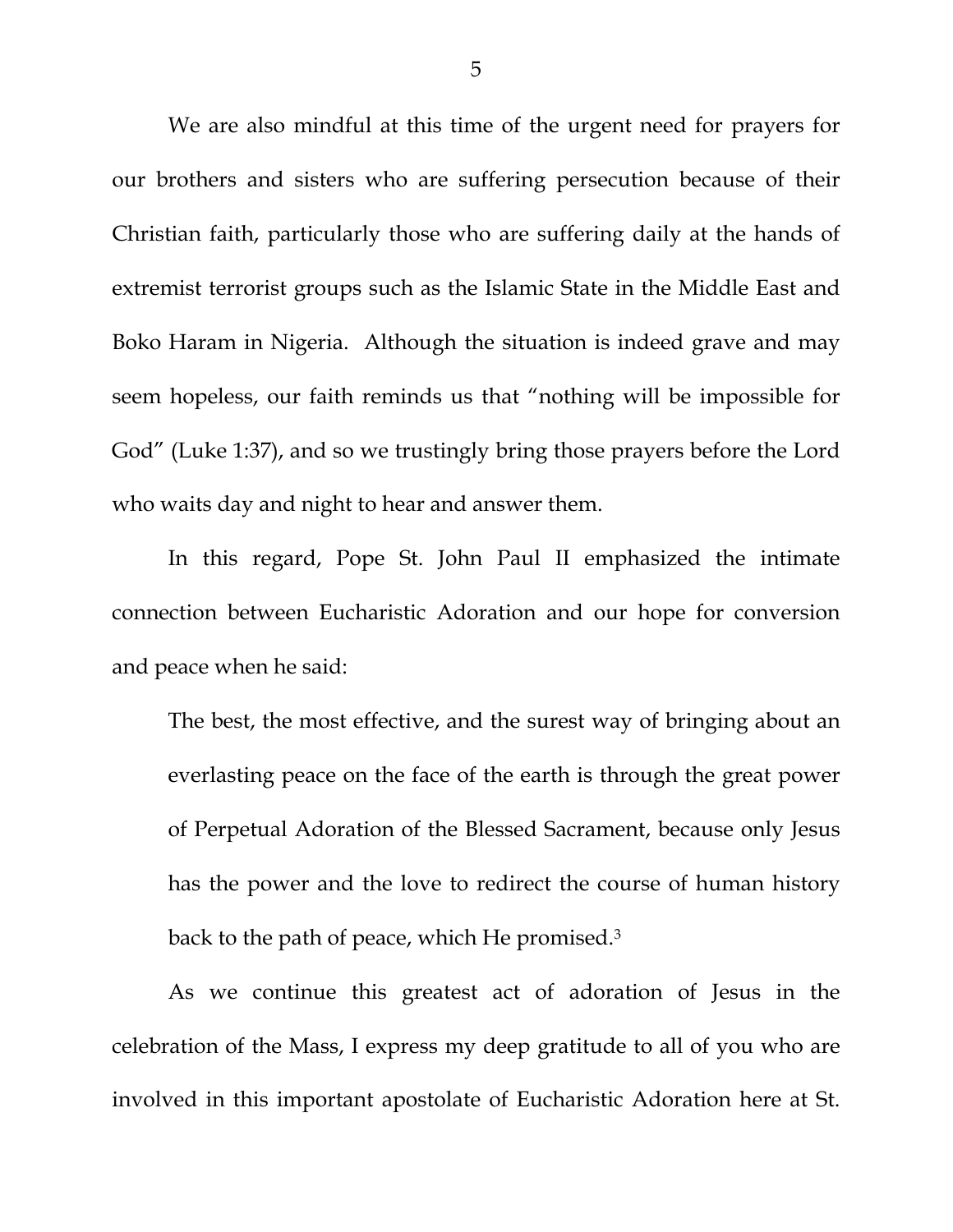We are also mindful at this time of the urgent need for prayers for our brothers and sisters who are suffering persecution because of their Christian faith, particularly those who are suffering daily at the hands of extremist terrorist groups such as the Islamic State in the Middle East and Boko Haram in Nigeria. Although the situation is indeed grave and may seem hopeless, our faith reminds us that "nothing will be impossible for God" (Luke 1:37), and so we trustingly bring those prayers before the Lord who waits day and night to hear and answer them.

In this regard, Pope St. John Paul II emphasized the intimate connection between Eucharistic Adoration and our hope for conversion and peace when he said:

> The best, the most effective, and the surest way of bringing about an everlasting peace on the face of the earth is through the great power of Perpetual Adoration of the Blessed Sacrament, because only Jesus has the power and the love to redirect the course of human history back to the path of peace, which He promised.[3]

As we continue this greatest act of adoration of Jesus in the celebration of the Mass, I express my deep gratitude to all of you who are involved in this important apostolate of Eucharistic Adoration here at St.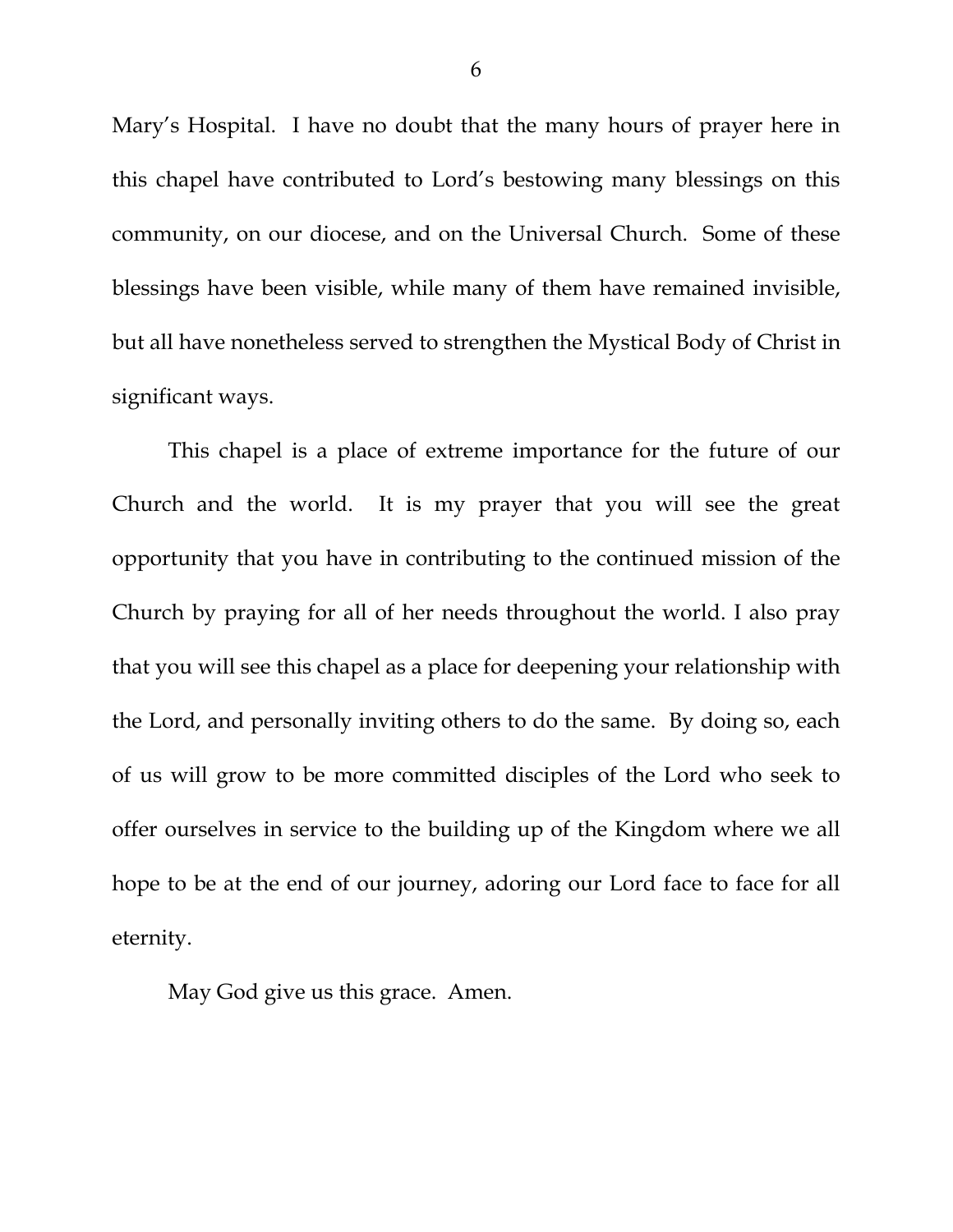Mary's Hospital. I have no doubt that the many hours of prayer here in this chapel have contributed to Lord's bestowing many blessings on this community, on our diocese, and on the Universal Church. Some of these blessings have been visible, while many of them have remained invisible, but all have nonetheless served to strengthen the Mystical Body of Christ in significant ways.

This chapel is a place of extreme importance for the future of our Church and the world. It is my prayer that you will see the great opportunity that you have in contributing to the continued mission of the Church by praying for all of her needs throughout the world. I also pray that you will see this chapel as a place for deepening your relationship with the Lord, and personally inviting others to do the same. By doing so, each of us will grow to be more committed disciples of the Lord who seek to offer ourselves in service to the building up of the Kingdom where we all hope to be at the end of our journey, adoring our Lord face to face for all eternity.

May God give us this grace. Amen.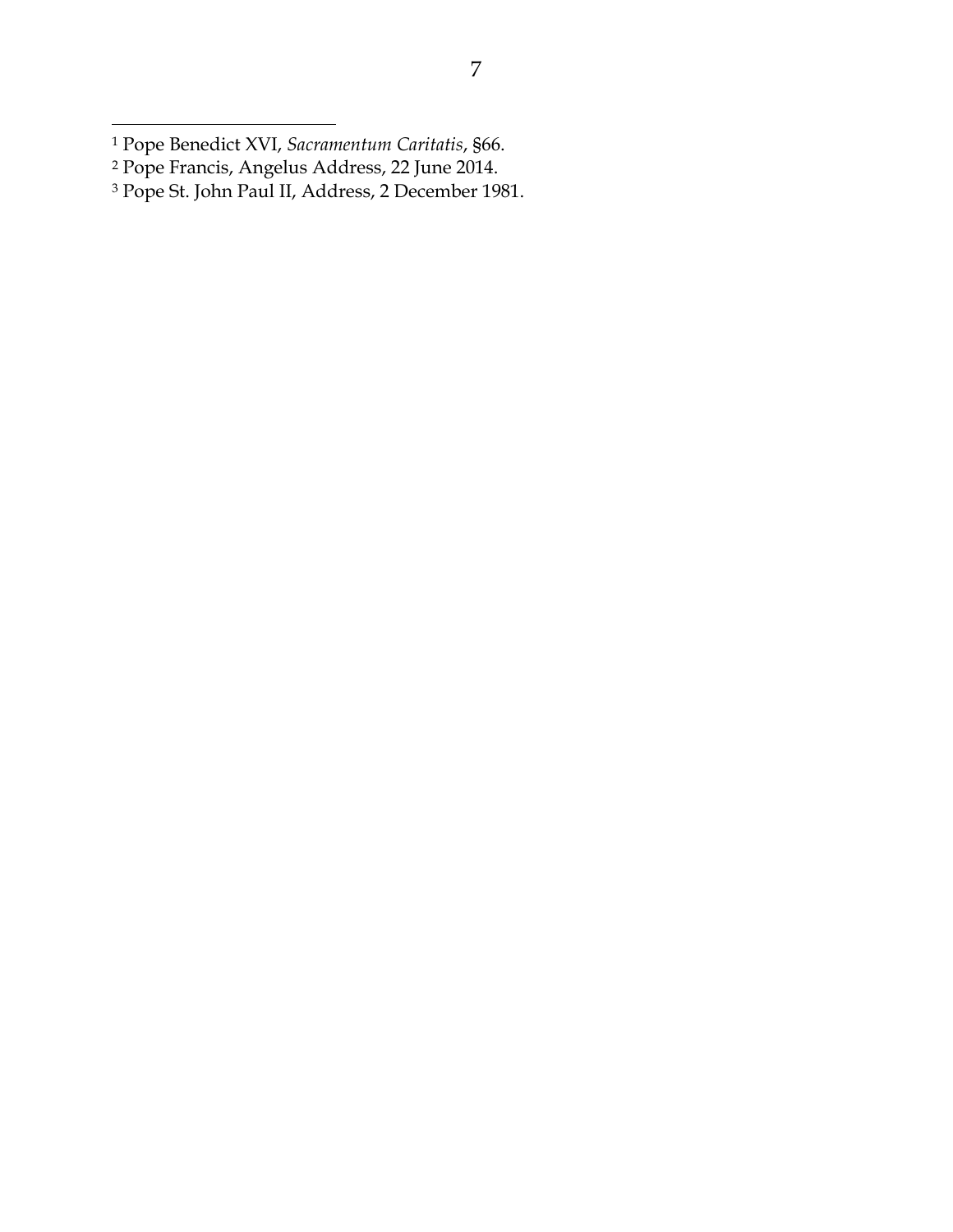[1] Pope Benedict XVI, *Sacramentum Caritatis*, §66.

[2] Pope Francis, Angelus Address, 22 June 2014.

[3] Pope St. John Paul II, Address, 2 December 1981.